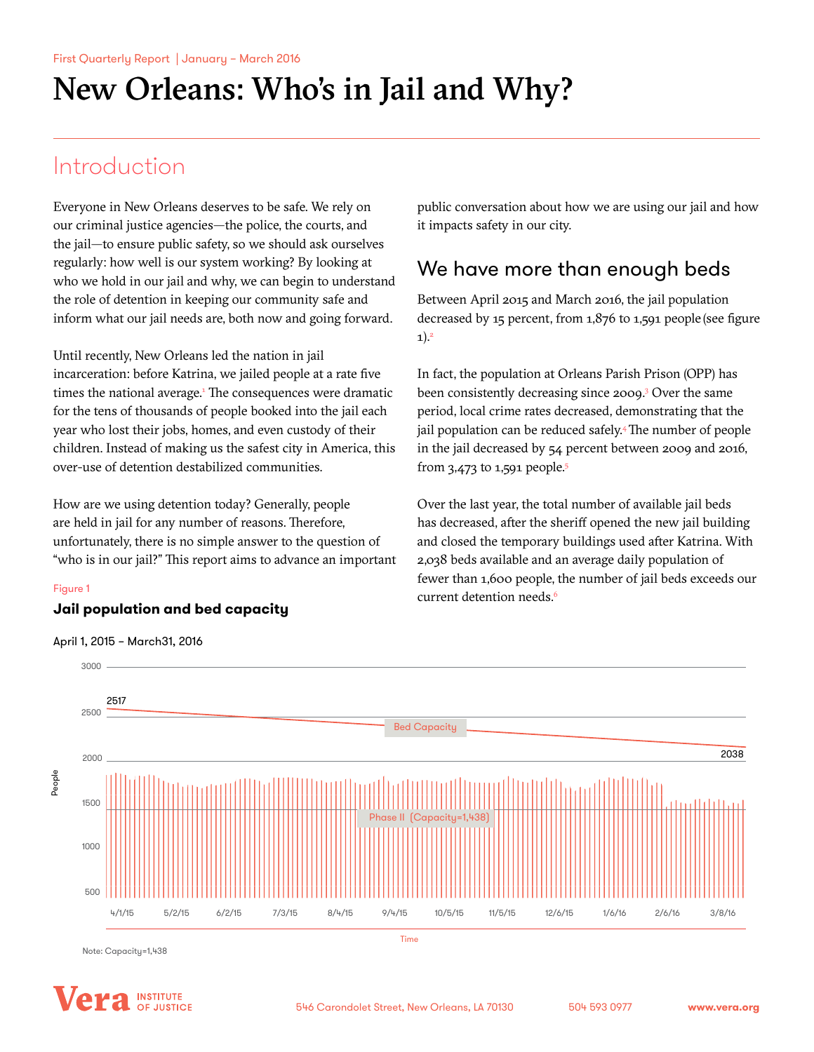First Quarterly Report | January – March 2016

# New Orleans: Who's in Jail and Why?

## Introduction

Everyone in New Orleans deserves to be safe. We rely on our criminal justice agencies—the police, the courts, and the jail—to ensure public safety, so we should ask ourselves regularly: how well is our system working? By looking at who we hold in our jail and why, we can begin to understand the role of detention in keeping our community safe and inform what our jail needs are, both now and going forward.

Until recently, New Orleans led the nation in jail incarceration: before Katrina, we jailed people at a rate five times the national average.[1] The consequences were dramatic for the tens of thousands of people booked into the jail each year who lost their jobs, homes, and even custody of their children. Instead of making us the safest city in America, this over-use of detention destabilized communities.

How are we using detention today? Generally, people are held in jail for any number of reasons. Therefore, unfortunately, there is no simple answer to the question of "who is in our jail?" This report aims to advance an important public conversation about how we are using our jail and how it impacts safety in our city.

## We have more than enough beds

Between April 2015 and March 2016, the jail population decreased by 15 percent, from 1,876 to 1,591 people (see figure 1).[2]

In fact, the population at Orleans Parish Prison (OPP) has been consistently decreasing since 2009.[3] Over the same period, local crime rates decreased, demonstrating that the jail population can be reduced safely.[4] The number of people in the jail decreased by 54 percent between 2009 and 2016, from 3,473 to 1,591 people.[5]

Over the last year, the total number of available jail beds has decreased, after the sheriff opened the new jail building and closed the temporary buildings used after Katrina. With 2,038 beds available and an average daily population of fewer than 1,600 people, the number of jail beds exceeds our current detention needs.[6]

Figure 1

**Jail population and bed capacity**

April 1, 2015 – March31, 2016

Note: Capacity=1,438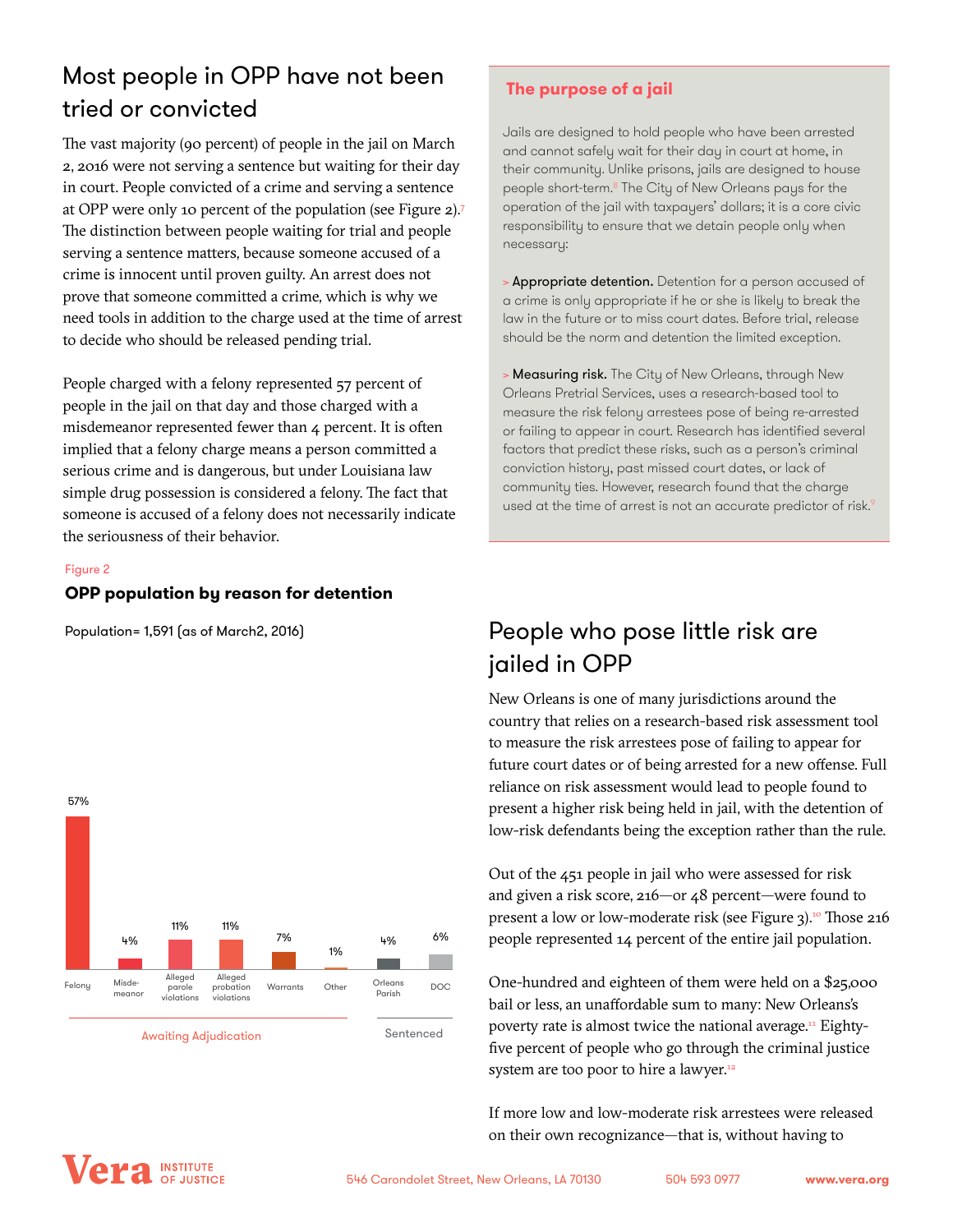## Most people in OPP have not been tried or convicted

The vast majority (90 percent) of people in the jail on March 2, 2016 were not serving a sentence but waiting for their day in court. People convicted of a crime and serving a sentence at OPP were only 10 percent of the population (see Figure 2).[7] The distinction between people waiting for trial and people serving a sentence matters, because someone accused of a crime is innocent until proven guilty. An arrest does not prove that someone committed a crime, which is why we need tools in addition to the charge used at the time of arrest to decide who should be released pending trial.

People charged with a felony represented 57 percent of people in the jail on that day and those charged with a misdemeanor represented fewer than 4 percent. It is often implied that a felony charge means a person committed a serious crime and is dangerous, but under Louisiana law simple drug possession is considered a felony. The fact that someone is accused of a felony does not necessarily indicate the seriousness of their behavior.

Figure 2

**OPP population by reason for detention**

Population= 1,591 (as of March2, 2016)

| | Felony | Misde-meanor | Alleged parole violations | Alleged probation violations | Warrants | Other | Orleans Parish | DOC |
|---|---|---|---|---|---|---|---|---|
| Group | Awaiting Adjudication | | | | | | Sentenced | |
| Percent | 57% | 4% | 11% | 11% | 7% | 1% | 4% | 6% |

### The purpose of a jail

Jails are designed to hold people who have been arrested and cannot safely wait for their day in court at home, in their community. Unlike prisons, jails are designed to house people short-term.[8] The City of New Orleans pays for the operation of the jail with taxpayers' dollars; it is a core civic responsibility to ensure that we detain people only when necessary:

> **Appropriate detention.** Detention for a person accused of a crime is only appropriate if he or she is likely to break the law in the future or to miss court dates. Before trial, release should be the norm and detention the limited exception.

> **Measuring risk.** The City of New Orleans, through New Orleans Pretrial Services, uses a research-based tool to measure the risk felony arrestees pose of being re-arrested or failing to appear in court. Research has identified several factors that predict these risks, such as a person's criminal conviction history, past missed court dates, or lack of community ties. However, research found that the charge used at the time of arrest is not an accurate predictor of risk.[9]

## People who pose little risk are jailed in OPP

New Orleans is one of many jurisdictions around the country that relies on a research-based risk assessment tool to measure the risk arrestees pose of failing to appear for future court dates or of being arrested for a new offense. Full reliance on risk assessment would lead to people found to present a higher risk being held in jail, with the detention of low-risk defendants being the exception rather than the rule.

Out of the 451 people in jail who were assessed for risk and given a risk score, 216—or 48 percent—were found to present a low or low-moderate risk (see Figure 3).[10] Those 216 people represented 14 percent of the entire jail population.

One-hundred and eighteen of them were held on a $25,000 bail or less, an unaffordable sum to many: New Orleans's poverty rate is almost twice the national average.[11] Eighty-five percent of people who go through the criminal justice system are too poor to hire a lawyer.[12]

If more low and low-moderate risk arrestees were released on their own recognizance—that is, without having to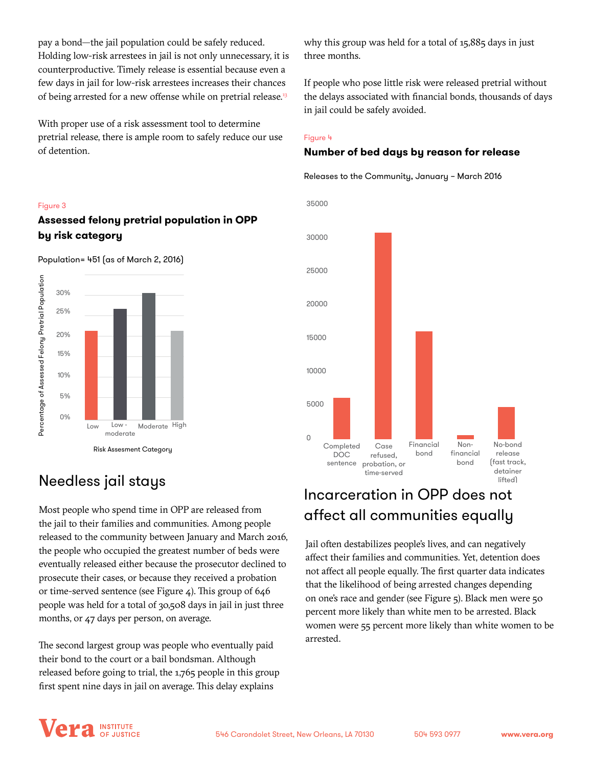pay a bond—the jail population could be safely reduced. Holding low-risk arrestees in jail is not only unnecessary, it is counterproductive. Timely release is essential because even a few days in jail for low-risk arrestees increases their chances of being arrested for a new offense while on pretrial release.[13]

With proper use of a risk assessment tool to determine pretrial release, there is ample room to safely reduce our use of detention.

Figure 3

**Assessed felony pretrial population in OPP by risk category**

Population= 451 (as of March 2, 2016)

Percentage of Assessed Felony Pretrial Population

30%
25%
20%
15%
10%
5%
0%

Low | Low - moderate | Moderate | High

Risk Assesment Category

## Needless jail stays

Most people who spend time in OPP are released from the jail to their families and communities. Among people released to the community between January and March 2016, the people who occupied the greatest number of beds were eventually released either because the prosecutor declined to prosecute their cases, or because they received a probation or time-served sentence (see Figure 4). This group of 646 people was held for a total of 30,508 days in jail in just three months, or 47 days per person, on average.

The second largest group was people who eventually paid their bond to the court or a bail bondsman. Although released before going to trial, the 1,765 people in this group first spent nine days in jail on average. This delay explains why this group was held for a total of 15,885 days in just three months.

If people who pose little risk were released pretrial without the delays associated with financial bonds, thousands of days in jail could be safely avoided.

Figure 4

**Number of bed days by reason for release**

Releases to the Community, January – March 2016

35000
30000
25000
20000
15000
10000
5000
0

Completed DOC sentence | Case refused, probation, or time-served | Financial bond | Non-financial bond | No-bond release (fast track, detainer lifted)

## Incarceration in OPP does not affect all communities equally

Jail often destabilizes people's lives, and can negatively affect their families and communities. Yet, detention does not affect all people equally. The first quarter data indicates that the likelihood of being arrested changes depending on one's race and gender (see Figure 5). Black men were 50 percent more likely than white men to be arrested. Black women were 55 percent more likely than white women to be arrested.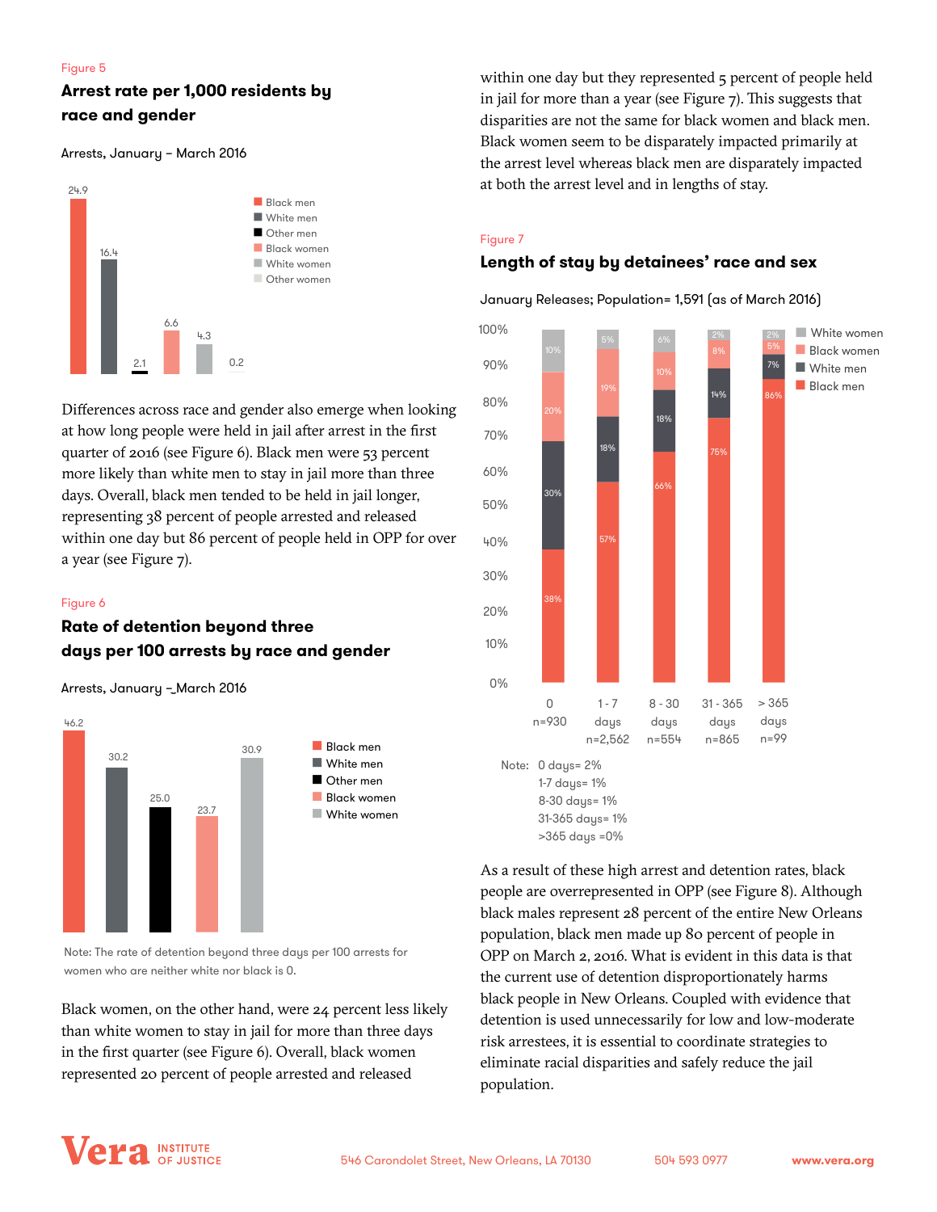Figure 5

### Arrest rate per 1,000 residents by race and gender

Arrests, January – March 2016

| Group | Rate |
|---|---|
| Black men | 24.9 |
| White men | 16.4 |
| Other men | 2.1 |
| Black women | 6.6 |
| White women | 4.3 |
| Other women | 0.2 |

Differences across race and gender also emerge when looking at how long people were held in jail after arrest in the first quarter of 2016 (see Figure 6). Black men were 53 percent more likely than white men to stay in jail more than three days. Overall, black men tended to be held in jail longer, representing 38 percent of people arrested and released within one day but 86 percent of people held in OPP for over a year (see Figure 7).

Figure 6

### Rate of detention beyond three days per 100 arrests by race and gender

Arrests, January –_March 2016

| Group | Rate |
|---|---|
| Black men | 46.2 |
| White men | 30.2 |
| Other men | 25.0 |
| Black women | 23.7 |
| White women | 30.9 |

Note: The rate of detention beyond three days per 100 arrests for women who are neither white nor black is 0.

Black women, on the other hand, were 24 percent less likely than white women to stay in jail for more than three days in the first quarter (see Figure 6). Overall, black women represented 20 percent of people arrested and released within one day but they represented 5 percent of people held in jail for more than a year (see Figure 7). This suggests that disparities are not the same for black women and black men. Black women seem to be disparately impacted primarily at the arrest level whereas black men are disparately impacted at both the arrest level and in lengths of stay.

Figure 7

### Length of stay by detainees' race and sex

January Releases; Population= 1,591 (as of March 2016)

| Length of stay | Black men | White men | Black women | White women |
|---|---|---|---|---|
| 0 (n=930) | 38% | 30% | 20% | 10% |
| 1 - 7 days (n=2,562) | 57% | 18% | 19% | 5% |
| 8 - 30 days (n=554) | 66% | 18% | 10% | 6% |
| 31 - 365 days (n=865) | 75% | 14% | 8% | 2% |
| > 365 days (n=99) | 86% | 7% | 5% | 2% |

Note: 0 days= 2%
1-7 days= 1%
8-30 days= 1%
31-365 days= 1%
>365 days =0%

As a result of these high arrest and detention rates, black people are overrepresented in OPP (see Figure 8). Although black males represent 28 percent of the entire New Orleans population, black men made up 80 percent of people in OPP on March 2, 2016. What is evident in this data is that the current use of detention disproportionately harms black people in New Orleans. Coupled with evidence that detention is used unnecessarily for low and low-moderate risk arrestees, it is essential to coordinate strategies to eliminate racial disparities and safely reduce the jail population.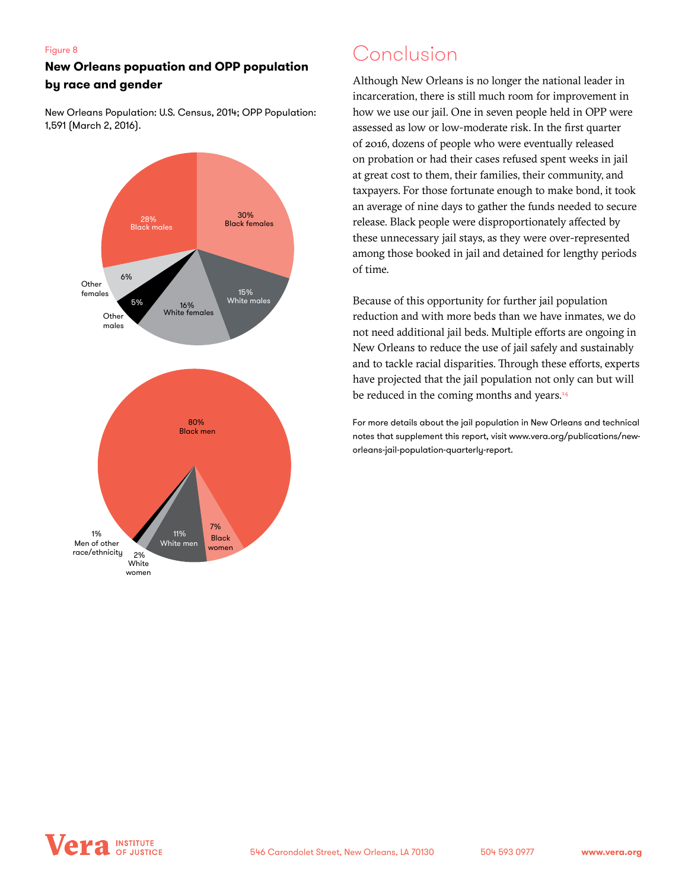Figure 8

**New Orleans popuation and OPP population by race and gender**

New Orleans Population: U.S. Census, 2014; OPP Population: 1,591 (March 2, 2016).

28% Black males
30% Black females
15% White males
16% White females
5% Other males
6% Other females

80% Black men
7% Black women
11% White men
2% White women
1% Men of other race/ethnicity

# Conclusion

Although New Orleans is no longer the national leader in incarceration, there is still much room for improvement in how we use our jail. One in seven people held in OPP were assessed as low or low-moderate risk. In the first quarter of 2016, dozens of people who were eventually released on probation or had their cases refused spent weeks in jail at great cost to them, their families, their community, and taxpayers. For those fortunate enough to make bond, it took an average of nine days to gather the funds needed to secure release. Black people were disproportionately affected by these unnecessary jail stays, as they were over-represented among those booked in jail and detained for lengthy periods of time.

Because of this opportunity for further jail population reduction and with more beds than we have inmates, we do not need additional jail beds. Multiple efforts are ongoing in New Orleans to reduce the use of jail safely and sustainably and to tackle racial disparities. Through these efforts, experts have projected that the jail population not only can but will be reduced in the coming months and years.[14]

For more details about the jail population in New Orleans and technical notes that supplement this report, visit www.vera.org/publications/new-orleans-jail-population-quarterly-report.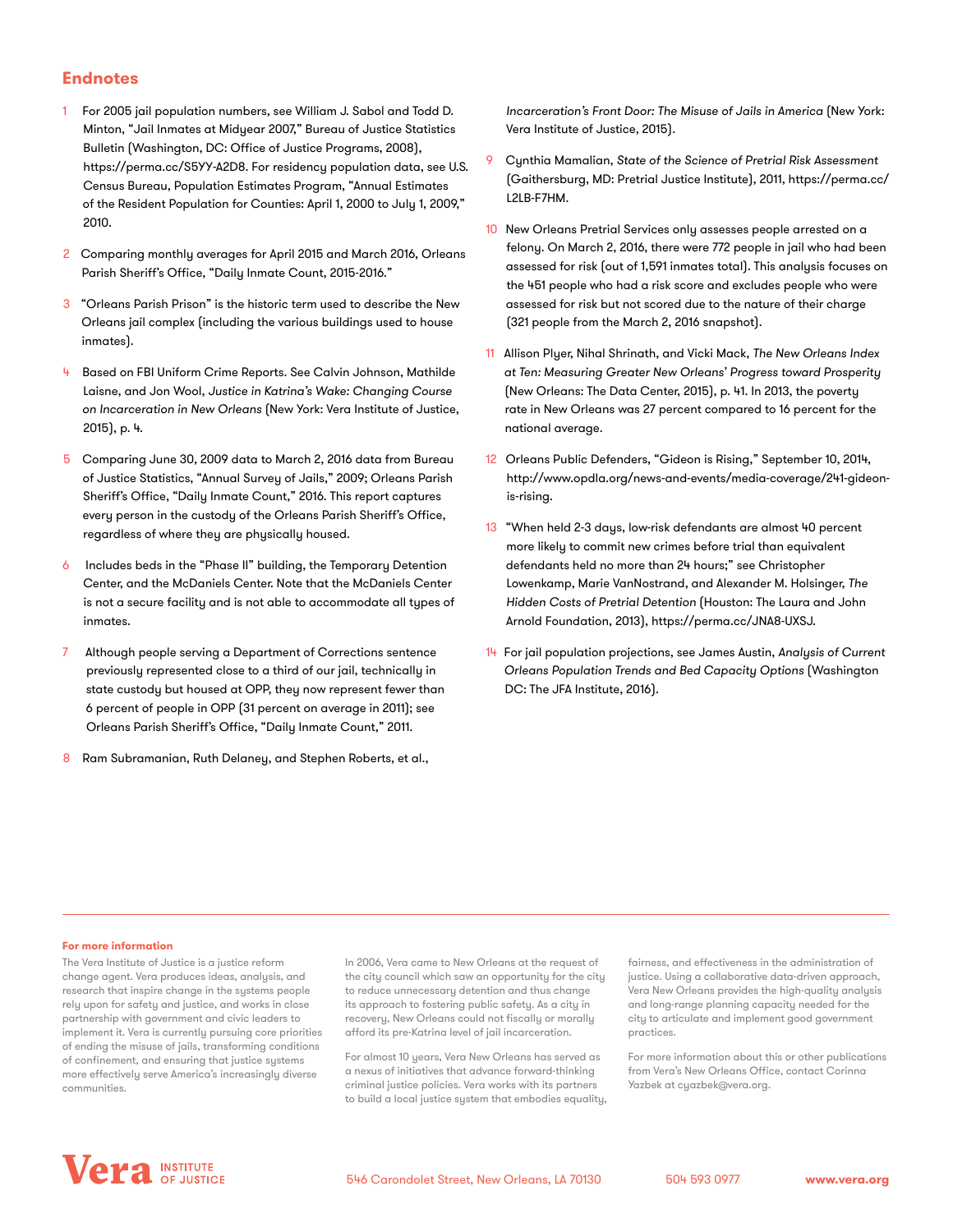## Endnotes

1. For 2005 jail population numbers, see William J. Sabol and Todd D. Minton, "Jail Inmates at Midyear 2007," Bureau of Justice Statistics Bulletin (Washington, DC: Office of Justice Programs, 2008), https://perma.cc/S5YY-A2D8. For residency population data, see U.S. Census Bureau, Population Estimates Program, "Annual Estimates of the Resident Population for Counties: April 1, 2000 to July 1, 2009," 2010.

2. Comparing monthly averages for April 2015 and March 2016, Orleans Parish Sheriff's Office, "Daily Inmate Count, 2015-2016."

3. "Orleans Parish Prison" is the historic term used to describe the New Orleans jail complex (including the various buildings used to house inmates).

4. Based on FBI Uniform Crime Reports. See Calvin Johnson, Mathilde Laisne, and Jon Wool, *Justice in Katrina's Wake: Changing Course on Incarceration in New Orleans* (New York: Vera Institute of Justice, 2015), p. 4.

5. Comparing June 30, 2009 data to March 2, 2016 data from Bureau of Justice Statistics, "Annual Survey of Jails," 2009; Orleans Parish Sheriff's Office, "Daily Inmate Count," 2016. This report captures every person in the custody of the Orleans Parish Sheriff's Office, regardless of where they are physically housed.

6. Includes beds in the "Phase II" building, the Temporary Detention Center, and the McDaniels Center. Note that the McDaniels Center is not a secure facility and is not able to accommodate all types of inmates.

7. Although people serving a Department of Corrections sentence previously represented close to a third of our jail, technically in state custody but housed at OPP, they now represent fewer than 6 percent of people in OPP (31 percent on average in 2011); see Orleans Parish Sheriff's Office, "Daily Inmate Count," 2011.

8. Ram Subramanian, Ruth Delaney, and Stephen Roberts, et al., *Incarceration's Front Door: The Misuse of Jails in America* (New York: Vera Institute of Justice, 2015).

9. Cynthia Mamalian, *State of the Science of Pretrial Risk Assessment* (Gaithersburg, MD: Pretrial Justice Institute), 2011, https://perma.cc/L2LB-F7HM.

10. New Orleans Pretrial Services only assesses people arrested on a felony. On March 2, 2016, there were 772 people in jail who had been assessed for risk (out of 1,591 inmates total). This analysis focuses on the 451 people who had a risk score and excludes people who were assessed for risk but not scored due to the nature of their charge (321 people from the March 2, 2016 snapshot).

11. Allison Plyer, Nihal Shrinath, and Vicki Mack, *The New Orleans Index at Ten: Measuring Greater New Orleans' Progress toward Prosperity* (New Orleans: The Data Center, 2015), p. 41. In 2013, the poverty rate in New Orleans was 27 percent compared to 16 percent for the national average.

12. Orleans Public Defenders, "Gideon is Rising," September 10, 2014, http://www.opdla.org/news-and-events/media-coverage/241-gideon-is-rising.

13. "When held 2-3 days, low-risk defendants are almost 40 percent more likely to commit new crimes before trial than equivalent defendants held no more than 24 hours;" see Christopher Lowenkamp, Marie VanNostrand, and Alexander M. Holsinger, *The Hidden Costs of Pretrial Detention* (Houston: The Laura and John Arnold Foundation, 2013), https://perma.cc/JNA8-UXSJ.

14. For jail population projections, see James Austin, *Analysis of Current Orleans Population Trends and Bed Capacity Options* (Washington DC: The JFA Institute, 2016).

---

**For more information**

The Vera Institute of Justice is a justice reform change agent. Vera produces ideas, analysis, and research that inspire change in the systems people rely upon for safety and justice, and works in close partnership with government and civic leaders to implement it. Vera is currently pursuing core priorities of ending the misuse of jails, transforming conditions of confinement, and ensuring that justice systems more effectively serve America's increasingly diverse communities.

In 2006, Vera came to New Orleans at the request of the city council which saw an opportunity for the city to reduce unnecessary detention and thus change its approach to fostering public safety. As a city in recovery, New Orleans could not fiscally or morally afford its pre-Katrina level of jail incarceration.

For almost 10 years, Vera New Orleans has served as a nexus of initiatives that advance forward-thinking criminal justice policies. Vera works with its partners to build a local justice system that embodies equality, fairness, and effectiveness in the administration of justice. Using a collaborative data-driven approach, Vera New Orleans provides the high-quality analysis and long-range planning capacity needed for the city to articulate and implement good government practices.

For more information about this or other publications from Vera's New Orleans Office, contact Corinna Yazbek at cyazbek@vera.org.

Vera INSTITUTE OF JUSTICE

546 Carondolet Street, New Orleans, LA 70130

504 593 0977

www.vera.org